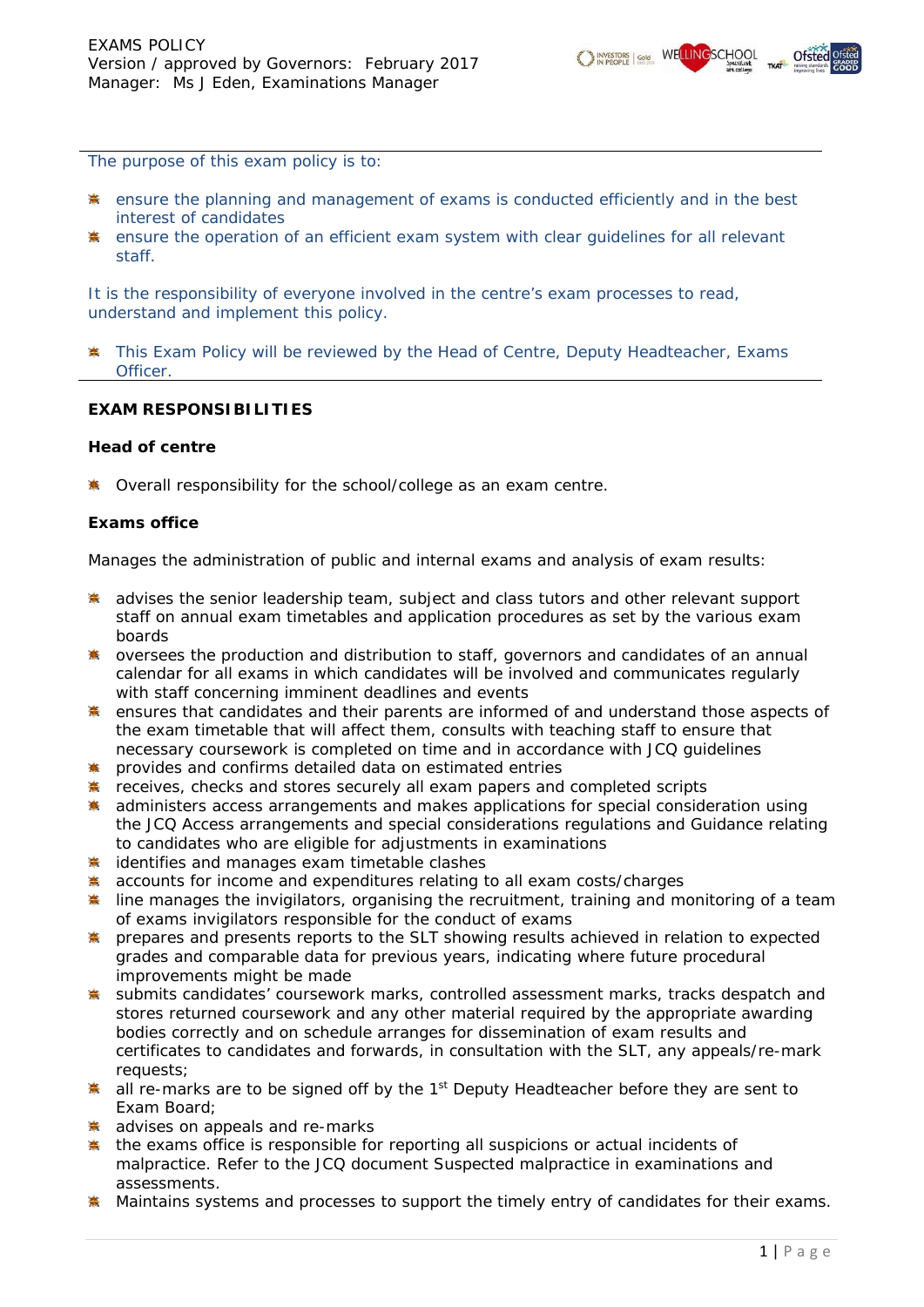EXAMS POLICY
Version / approved by Governors: February 2017
Manager: Ms J Eden, Examinations Manager

---

The purpose of this exam policy is to:

- ensure the planning and management of exams is conducted efficiently and in the best interest of candidates
- ensure the operation of an efficient exam system with clear guidelines for all relevant staff.

It is the responsibility of everyone involved in the centre's exam processes to read, understand and implement this policy.

- This Exam Policy will be reviewed by the Head of Centre, Deputy Headteacher, Exams Officer.

---

**EXAM RESPONSIBILITIES**

**Head of centre**

- Overall responsibility for the school/college as an exam centre.

**Exams office**

Manages the administration of public and internal exams and analysis of exam results:

- advises the senior leadership team, subject and class tutors and other relevant support staff on annual exam timetables and application procedures as set by the various exam boards
- oversees the production and distribution to staff, governors and candidates of an annual calendar for all exams in which candidates will be involved and communicates regularly with staff concerning imminent deadlines and events
- ensures that candidates and their parents are informed of and understand those aspects of the exam timetable that will affect them, consults with teaching staff to ensure that necessary coursework is completed on time and in accordance with JCQ guidelines
- provides and confirms detailed data on estimated entries
- receives, checks and stores securely all exam papers and completed scripts
- administers access arrangements and makes applications for special consideration using the JCQ Access arrangements and special considerations regulations and Guidance relating to candidates who are eligible for adjustments in examinations
- identifies and manages exam timetable clashes
- accounts for income and expenditures relating to all exam costs/charges
- line manages the invigilators, organising the recruitment, training and monitoring of a team of exams invigilators responsible for the conduct of exams
- prepares and presents reports to the SLT showing results achieved in relation to expected grades and comparable data for previous years, indicating where future procedural improvements might be made
- submits candidates' coursework marks, controlled assessment marks, tracks despatch and stores returned coursework and any other material required by the appropriate awarding bodies correctly and on schedule arranges for dissemination of exam results and certificates to candidates and forwards, in consultation with the SLT, any appeals/re-mark requests;
- all re-marks are to be signed off by the 1st Deputy Headteacher before they are sent to Exam Board;
- advises on appeals and re-marks
- the exams office is responsible for reporting all suspicions or actual incidents of malpractice. Refer to the JCQ document Suspected malpractice in examinations and assessments.
- Maintains systems and processes to support the timely entry of candidates for their exams.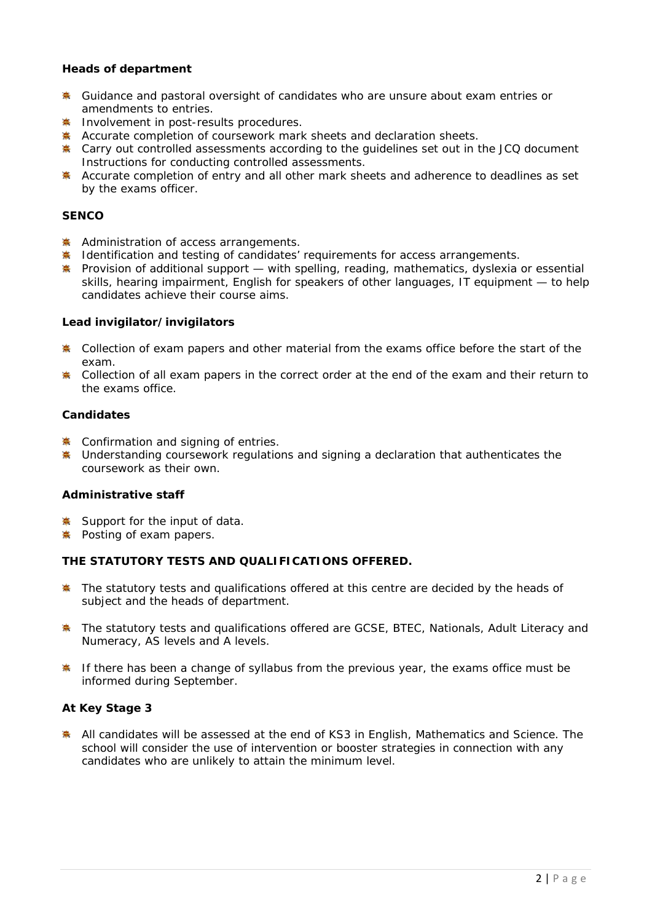**Heads of department**

- Guidance and pastoral oversight of candidates who are unsure about exam entries or amendments to entries.
- Involvement in post-results procedures.
- Accurate completion of coursework mark sheets and declaration sheets.
- Carry out controlled assessments according to the guidelines set out in the JCQ document Instructions for conducting controlled assessments.
- Accurate completion of entry and all other mark sheets and adherence to deadlines as set by the exams officer.

**SENCO**

- Administration of access arrangements.
- Identification and testing of candidates' requirements for access arrangements.
- Provision of additional support — with spelling, reading, mathematics, dyslexia or essential skills, hearing impairment, English for speakers of other languages, IT equipment — to help candidates achieve their course aims.

**Lead invigilator/invigilators**

- Collection of exam papers and other material from the exams office before the start of the exam.
- Collection of all exam papers in the correct order at the end of the exam and their return to the exams office.

**Candidates**

- Confirmation and signing of entries.
- Understanding coursework regulations and signing a declaration that authenticates the coursework as their own.

**Administrative staff**

- Support for the input of data.
- Posting of exam papers.

**THE STATUTORY TESTS AND QUALIFICATIONS OFFERED.**

- The statutory tests and qualifications offered at this centre are decided by the heads of subject and the heads of department.
- The statutory tests and qualifications offered are GCSE, BTEC, Nationals, Adult Literacy and Numeracy, AS levels and A levels.
- If there has been a change of syllabus from the previous year, the exams office must be informed during September.

**At Key Stage 3**

- All candidates will be assessed at the end of KS3 in English, Mathematics and Science. The school will consider the use of intervention or booster strategies in connection with any candidates who are unlikely to attain the minimum level.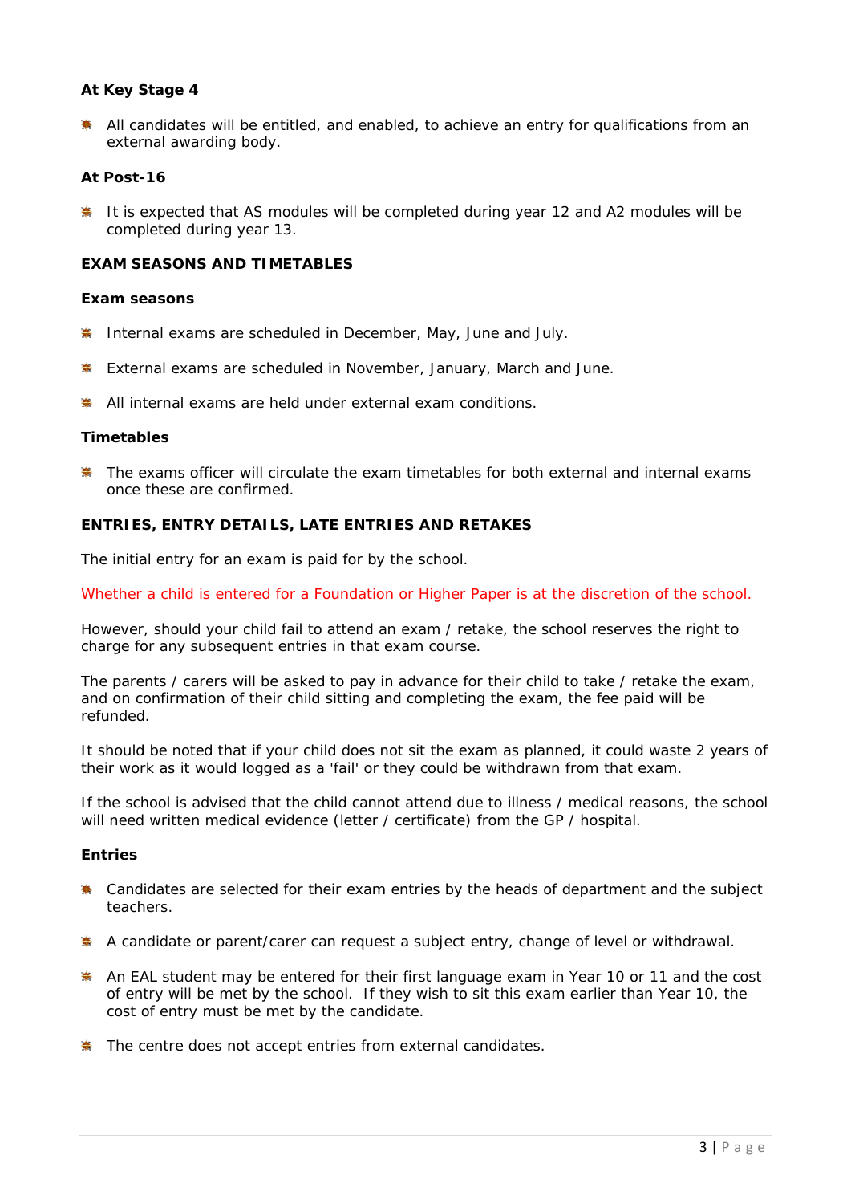### At Key Stage 4

- All candidates will be entitled, and enabled, to achieve an entry for qualifications from an external awarding body.

### At Post-16

- It is expected that AS modules will be completed during year 12 and A2 modules will be completed during year 13.

## EXAM SEASONS AND TIMETABLES

### Exam seasons

- Internal exams are scheduled in December, May, June and July.
- External exams are scheduled in November, January, March and June.
- All internal exams are held under external exam conditions.

### Timetables

- The exams officer will circulate the exam timetables for both external and internal exams once these are confirmed.

## ENTRIES, ENTRY DETAILS, LATE ENTRIES AND RETAKES

The initial entry for an exam is paid for by the school.

Whether a child is entered for a Foundation or Higher Paper is at the discretion of the school.

However, should your child fail to attend an exam / retake, the school reserves the right to charge for any subsequent entries in that exam course.

The parents / carers will be asked to pay in advance for their child to take / retake the exam, and on confirmation of their child sitting and completing the exam, the fee paid will be refunded.

It should be noted that if your child does not sit the exam as planned, it could waste 2 years of their work as it would logged as a 'fail' or they could be withdrawn from that exam.

If the school is advised that the child cannot attend due to illness / medical reasons, the school will need written medical evidence (letter / certificate) from the GP / hospital.

### Entries

- Candidates are selected for their exam entries by the heads of department and the subject teachers.
- A candidate or parent/carer can request a subject entry, change of level or withdrawal.
- An EAL student may be entered for their first language exam in Year 10 or 11 and the cost of entry will be met by the school. If they wish to sit this exam earlier than Year 10, the cost of entry must be met by the candidate.
- The centre does not accept entries from external candidates.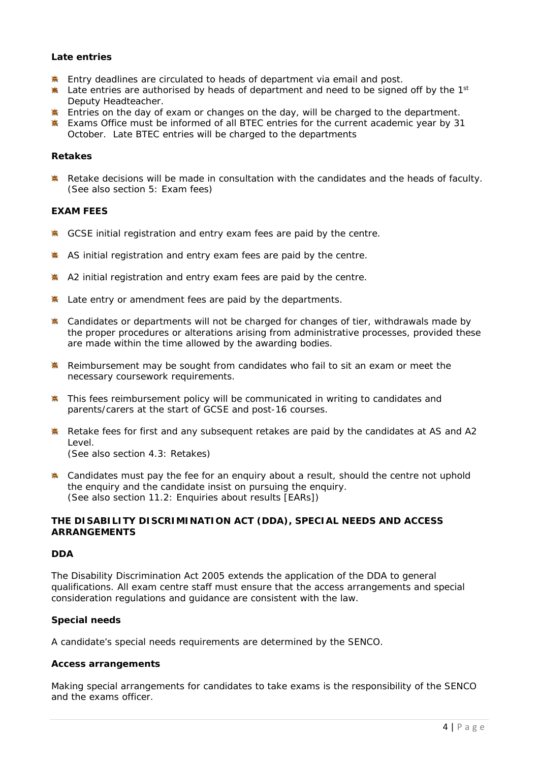### Late entries

- Entry deadlines are circulated to heads of department via email and post.
- Late entries are authorised by heads of department and need to be signed off by the 1st Deputy Headteacher.
- Entries on the day of exam or changes on the day, will be charged to the department.
- Exams Office must be informed of all BTEC entries for the current academic year by 31 October. Late BTEC entries will be charged to the departments

### Retakes

- Retake decisions will be made in consultation with the candidates and the heads of faculty. *(See also section 5: Exam fees)*

### EXAM FEES

- GCSE initial registration and entry exam fees are paid by the centre.
- AS initial registration and entry exam fees are paid by the centre.
- A2 initial registration and entry exam fees are paid by the centre.
- Late entry or amendment fees are paid by the departments.
- Candidates or departments will not be charged for changes of tier, withdrawals made by the proper procedures or alterations arising from administrative processes, provided these are made within the time allowed by the awarding bodies.
- Reimbursement may be sought from candidates who fail to sit an exam or meet the necessary coursework requirements.
- This fees reimbursement policy will be communicated in writing to candidates and parents/carers at the start of GCSE and post-16 courses.
- Retake fees for first and any subsequent retakes are paid by the candidates at AS and A2 Level.
  *(See also section 4.3: Retakes)*
- Candidates must pay the fee for an enquiry about a result, should the centre not uphold the enquiry and the candidate insist on pursuing the enquiry.
  *(See also section 11.2: Enquiries about results [EARs])*

### THE DISABILITY DISCRIMINATION ACT (DDA), SPECIAL NEEDS AND ACCESS ARRANGEMENTS

### DDA

The Disability Discrimination Act 2005 extends the application of the DDA to general qualifications. All exam centre staff must ensure that the access arrangements and special consideration regulations and guidance are consistent with the law.

### Special needs

A candidate's special needs requirements are determined by the SENCO.

### Access arrangements

Making special arrangements for candidates to take exams is the responsibility of the SENCO and the exams officer.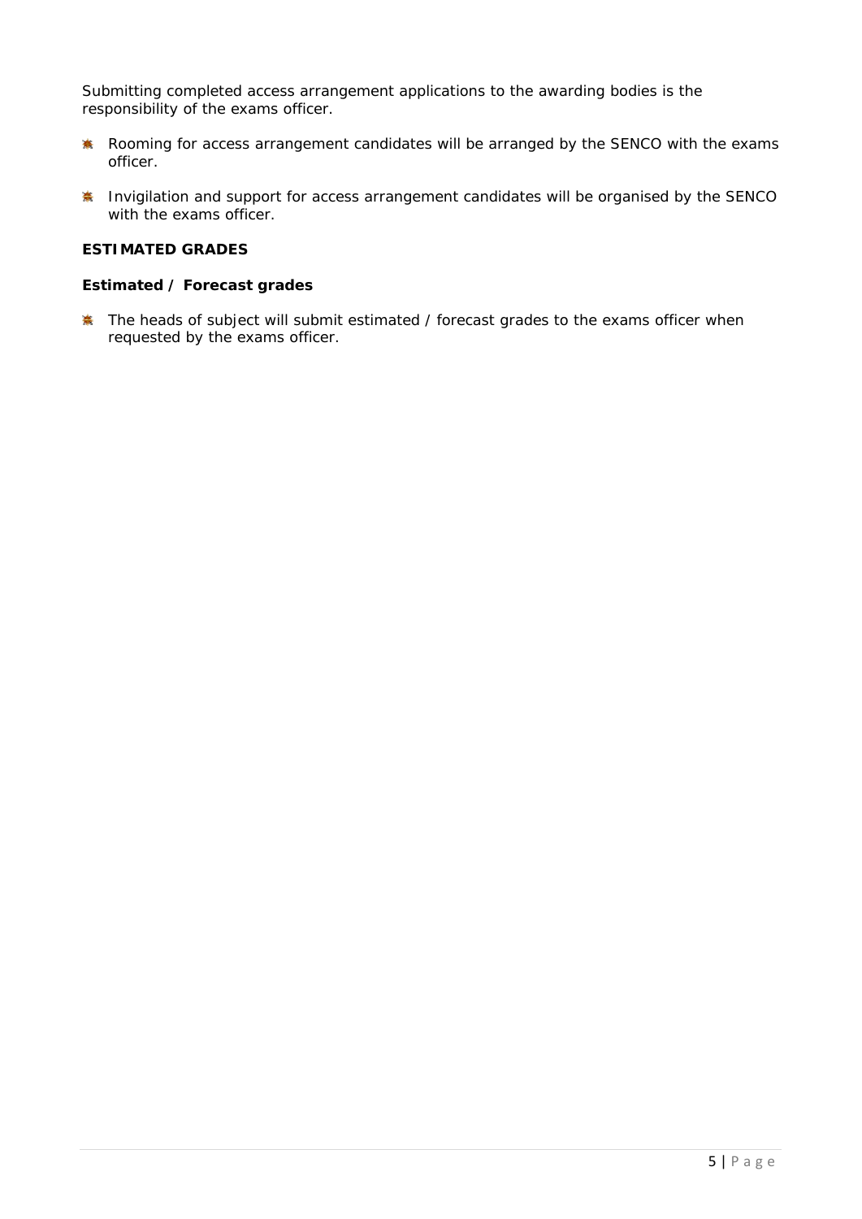Submitting completed access arrangement applications to the awarding bodies is the responsibility of the exams officer.

- Rooming for access arrangement candidates will be arranged by the SENCO with the exams officer.
- Invigilation and support for access arrangement candidates will be organised by the SENCO with the exams officer.

**ESTIMATED GRADES**

**Estimated / Forecast grades**

- The heads of subject will submit estimated / forecast grades to the exams officer when requested by the exams officer.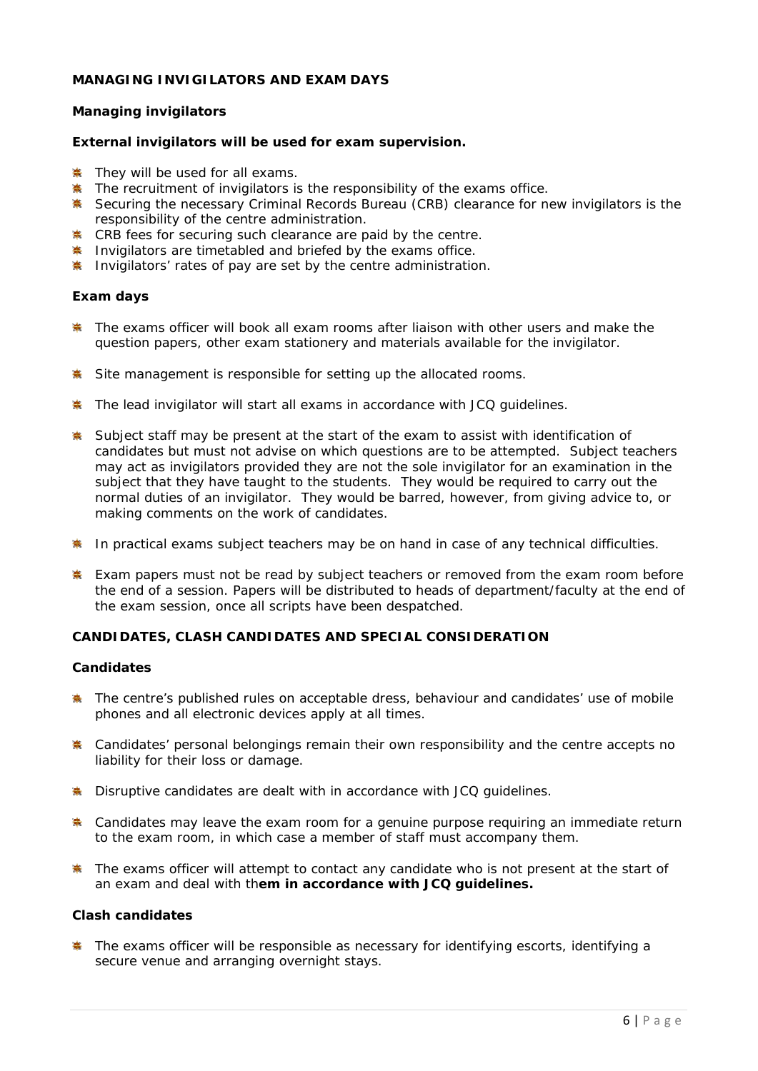## MANAGING INVIGILATORS AND EXAM DAYS

### Managing invigilators

**External invigilators will be used for exam supervision.**

- They will be used for all exams.
- The recruitment of invigilators is the responsibility of the exams office.
- Securing the necessary Criminal Records Bureau (CRB) clearance for new invigilators is the responsibility of the centre administration.
- CRB fees for securing such clearance are paid by the centre.
- Invigilators are timetabled and briefed by the exams office.
- Invigilators' rates of pay are set by the centre administration.

### Exam days

- The exams officer will book all exam rooms after liaison with other users and make the question papers, other exam stationery and materials available for the invigilator.
- Site management is responsible for setting up the allocated rooms.
- The lead invigilator will start all exams in accordance with JCQ guidelines.
- Subject staff may be present at the start of the exam to assist with identification of candidates but must not advise on which questions are to be attempted. Subject teachers may act as invigilators provided they are not the sole invigilator for an examination in the subject that they have taught to the students. They would be required to carry out the normal duties of an invigilator. They would be barred, however, from giving advice to, or making comments on the work of candidates.
- In practical exams subject teachers may be on hand in case of any technical difficulties.
- Exam papers must not be read by subject teachers or removed from the exam room before the end of a session. Papers will be distributed to heads of department/faculty at the end of the exam session, once all scripts have been despatched.

## CANDIDATES, CLASH CANDIDATES AND SPECIAL CONSIDERATION

### Candidates

- The centre's published rules on acceptable dress, behaviour and candidates' use of mobile phones and all electronic devices apply at all times.
- Candidates' personal belongings remain their own responsibility and the centre accepts no liability for their loss or damage.
- Disruptive candidates are dealt with in accordance with JCQ guidelines.
- Candidates may leave the exam room for a genuine purpose requiring an immediate return to the exam room, in which case a member of staff must accompany them.
- The exams officer will attempt to contact any candidate who is not present at the start of an exam and deal with th**em in accordance with JCQ guidelines.**

### Clash candidates

- The exams officer will be responsible as necessary for identifying escorts, identifying a secure venue and arranging overnight stays.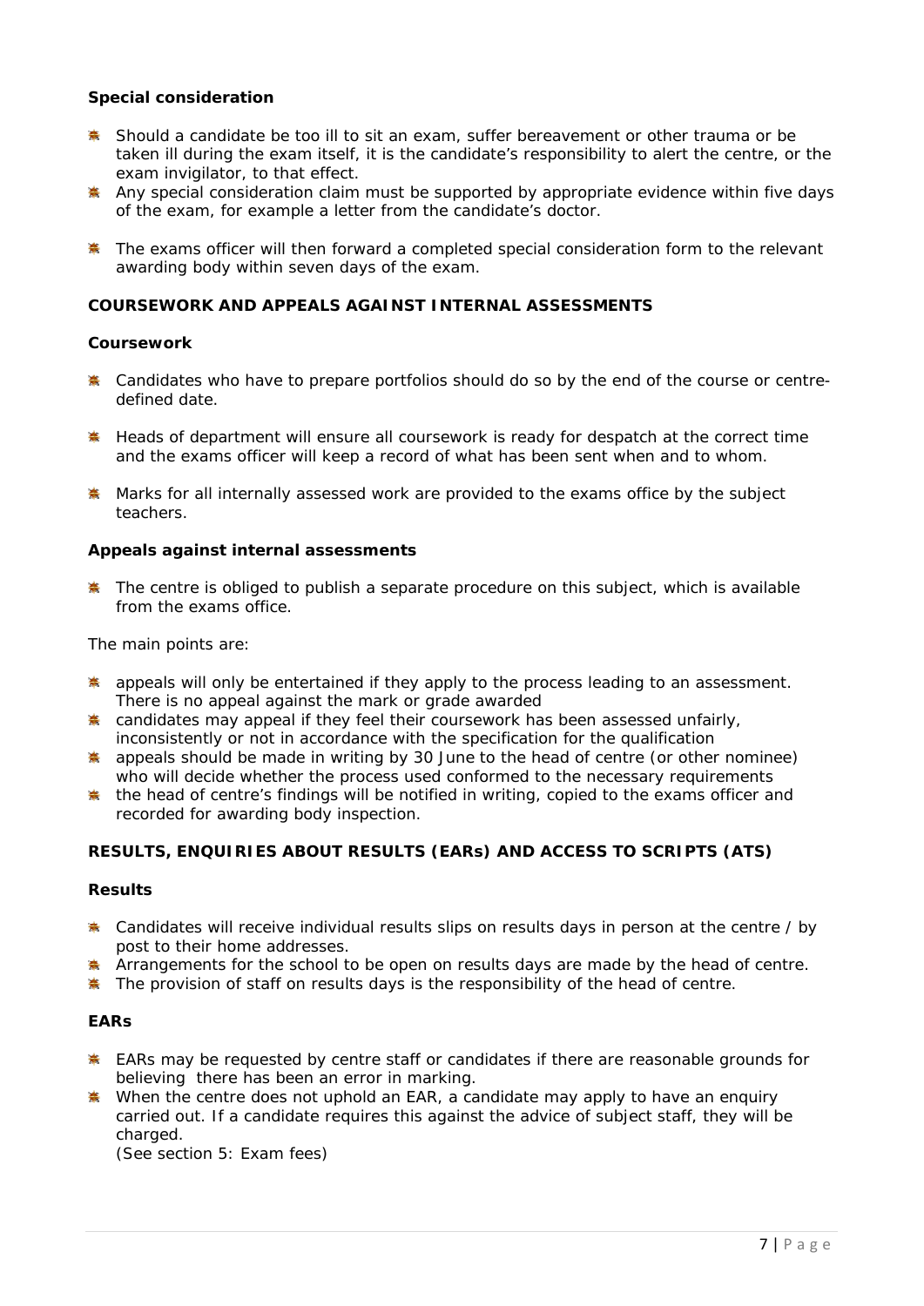### Special consideration

- Should a candidate be too ill to sit an exam, suffer bereavement or other trauma or be taken ill during the exam itself, it is the candidate's responsibility to alert the centre, or the exam invigilator, to that effect.
- Any special consideration claim must be supported by appropriate evidence within five days of the exam, for example a letter from the candidate's doctor.
- The exams officer will then forward a completed special consideration form to the relevant awarding body within seven days of the exam.

## COURSEWORK AND APPEALS AGAINST INTERNAL ASSESSMENTS

### Coursework

- Candidates who have to prepare portfolios should do so by the end of the course or centre-defined date.
- Heads of department will ensure all coursework is ready for despatch at the correct time and the exams officer will keep a record of what has been sent when and to whom.
- Marks for all internally assessed work are provided to the exams office by the subject teachers.

### Appeals against internal assessments

- The centre is obliged to publish a separate procedure on this subject, which is available from the exams office.

The main points are:

- appeals will only be entertained if they apply to the process leading to an assessment. There is no appeal against the mark or grade awarded
- candidates may appeal if they feel their coursework has been assessed unfairly, inconsistently or not in accordance with the specification for the qualification
- appeals should be made in writing by 30 June to the head of centre (or other nominee) who will decide whether the process used conformed to the necessary requirements
- the head of centre's findings will be notified in writing, copied to the exams officer and recorded for awarding body inspection.

## RESULTS, ENQUIRIES ABOUT RESULTS (EARs) AND ACCESS TO SCRIPTS (ATS)

### Results

- Candidates will receive individual results slips on results days in person at the centre / by post to their home addresses.
- Arrangements for the school to be open on results days are made by the head of centre.
- The provision of staff on results days is the responsibility of the head of centre.

### EARs

- EARs may be requested by centre staff or candidates if there are reasonable grounds for believing there has been an error in marking.
- When the centre does not uphold an EAR, a candidate may apply to have an enquiry carried out. If a candidate requires this against the advice of subject staff, they will be charged.
  *(See section 5: Exam fees)*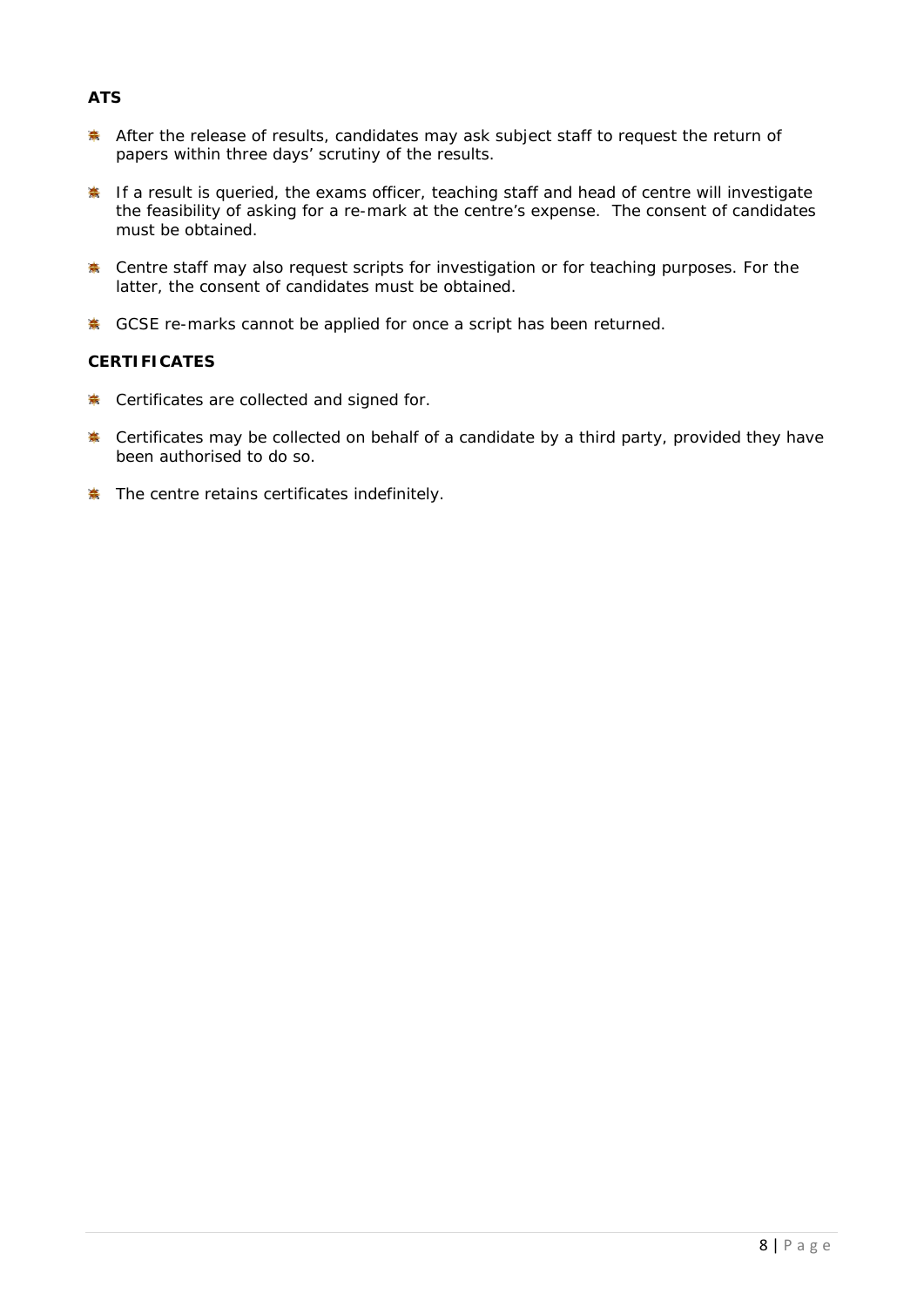**ATS**

- After the release of results, candidates may ask subject staff to request the return of papers within three days' scrutiny of the results.
- If a result is queried, the exams officer, teaching staff and head of centre will investigate the feasibility of asking for a re-mark at the centre's expense. The consent of candidates must be obtained.
- Centre staff may also request scripts for investigation or for teaching purposes. For the latter, the consent of candidates must be obtained.
- GCSE re-marks cannot be applied for once a script has been returned.

**CERTIFICATES**

- Certificates are collected and signed for.
- Certificates may be collected on behalf of a candidate by a third party, provided they have been authorised to do so.
- The centre retains certificates indefinitely.